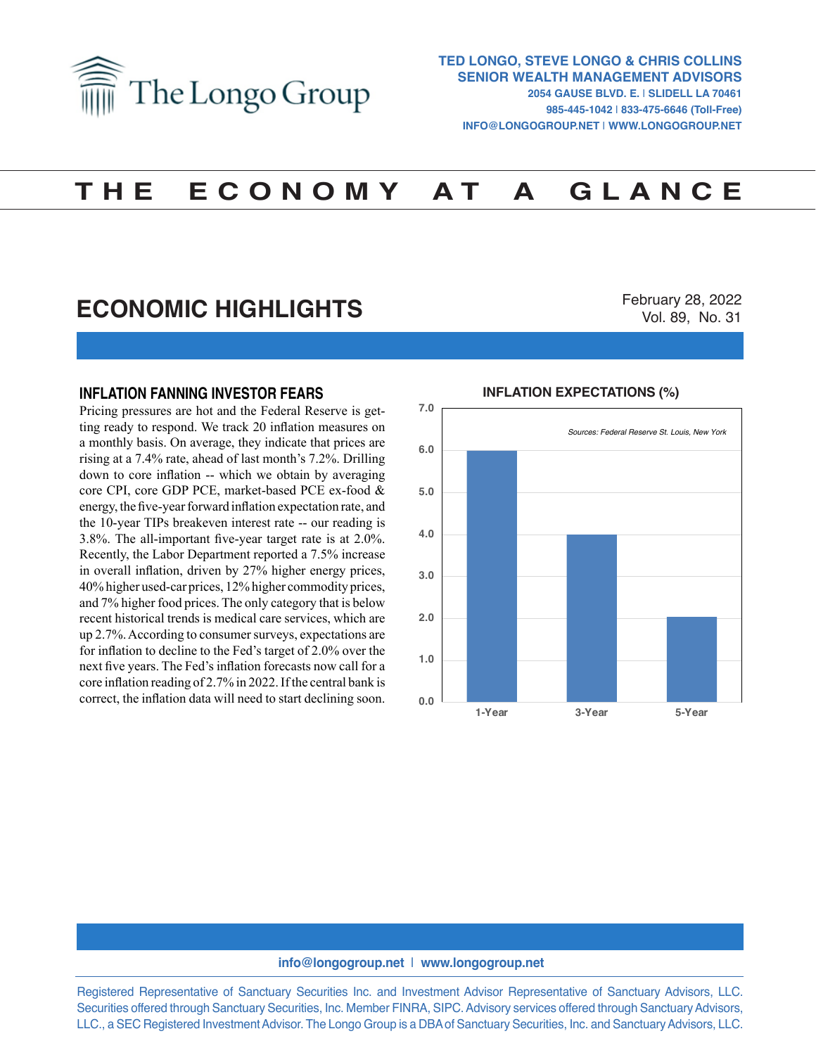# The Longo Group

**TED LONGO, STEVE LONGO & CHRIS COLLINS**
**SENIOR WEALTH MANAGEMENT ADVISORS**
**2054 GAUSE BLVD. E. | SLIDELL LA 70461**
**985-445-1042 | 833-475-6646 (Toll-Free)**
**INFO@LONGOGROUP.NET | WWW.LONGOGROUP.NET**

# THE ECONOMY AT A GLANCE

## ECONOMIC HIGHLIGHTS

February 28, 2022
Vol. 89, No. 31

### INFLATION FANNING INVESTOR FEARS

Pricing pressures are hot and the Federal Reserve is getting ready to respond. We track 20 inflation measures on a monthly basis. On average, they indicate that prices are rising at a 7.4% rate, ahead of last month's 7.2%. Drilling down to core inflation -- which we obtain by averaging core CPI, core GDP PCE, market-based PCE ex-food & energy, the five-year forward inflation expectation rate, and the 10-year TIPs breakeven interest rate -- our reading is 3.8%. The all-important five-year target rate is at 2.0%. Recently, the Labor Department reported a 7.5% increase in overall inflation, driven by 27% higher energy prices, 40% higher used-car prices, 12% higher commodity prices, and 7% higher food prices. The only category that is below recent historical trends is medical care services, which are up 2.7%. According to consumer surveys, expectations are for inflation to decline to the Fed's target of 2.0% over the next five years. The Fed's inflation forecasts now call for a core inflation reading of 2.7% in 2022. If the central bank is correct, the inflation data will need to start declining soon.

**INFLATION EXPECTATIONS (%)**

*Sources: Federal Reserve St. Louis, New York*

| Horizon | Inflation Expectation (%) |
|---|---|
| 1-Year | 6.0 |
| 3-Year | 4.0 |
| 5-Year | 2.0 |

**info@longogroup.net | www.longogroup.net**

Registered Representative of Sanctuary Securities Inc. and Investment Advisor Representative of Sanctuary Advisors, LLC. Securities offered through Sanctuary Securities, Inc. Member FINRA, SIPC. Advisory services offered through Sanctuary Advisors, LLC., a SEC Registered Investment Advisor. The Longo Group is a DBA of Sanctuary Securities, Inc. and Sanctuary Advisors, LLC.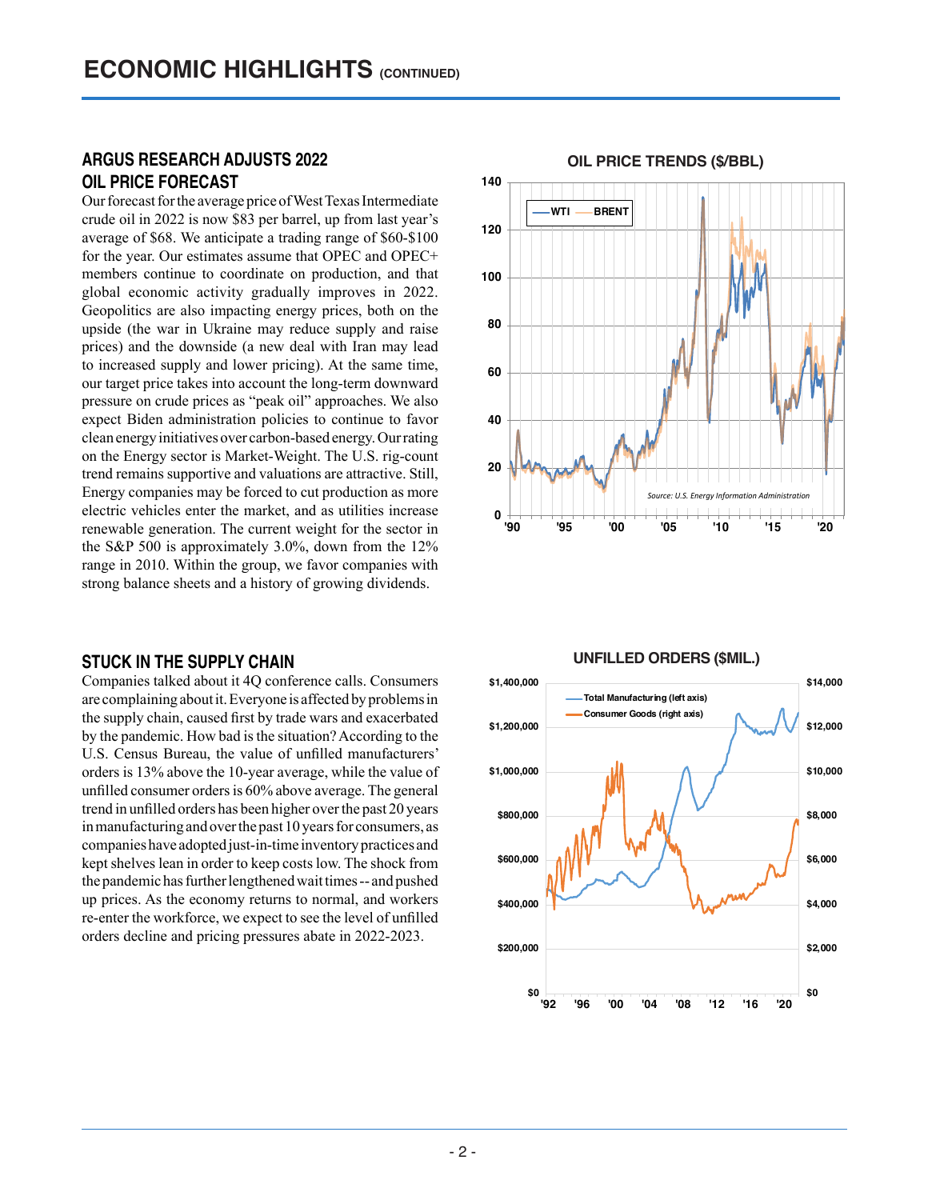# ECONOMIC HIGHLIGHTS (CONTINUED)

## ARGUS RESEARCH ADJUSTS 2022 OIL PRICE FORECAST

Our forecast for the average price of West Texas Intermediate crude oil in 2022 is now $83 per barrel, up from last year's average of $68. We anticipate a trading range of $60-$100 for the year. Our estimates assume that OPEC and OPEC+ members continue to coordinate on production, and that global economic activity gradually improves in 2022. Geopolitics are also impacting energy prices, both on the upside (the war in Ukraine may reduce supply and raise prices) and the downside (a new deal with Iran may lead to increased supply and lower pricing). At the same time, our target price takes into account the long-term downward pressure on crude prices as "peak oil" approaches. We also expect Biden administration policies to continue to favor clean energy initiatives over carbon-based energy. Our rating on the Energy sector is Market-Weight. The U.S. rig-count trend remains supportive and valuations are attractive. Still, Energy companies may be forced to cut production as more electric vehicles enter the market, and as utilities increase renewable generation. The current weight for the sector in the S&P 500 is approximately 3.0%, down from the 12% range in 2010. Within the group, we favor companies with strong balance sheets and a history of growing dividends.

**OIL PRICE TRENDS ($/BBL)**

Source: U.S. Energy Information Administration

## STUCK IN THE SUPPLY CHAIN

Companies talked about it 4Q conference calls. Consumers are complaining about it. Everyone is affected by problems in the supply chain, caused first by trade wars and exacerbated by the pandemic. How bad is the situation? According to the U.S. Census Bureau, the value of unfilled manufacturers' orders is 13% above the 10-year average, while the value of unfilled consumer orders is 60% above average. The general trend in unfilled orders has been higher over the past 20 years in manufacturing and over the past 10 years for consumers, as companies have adopted just-in-time inventory practices and kept shelves lean in order to keep costs low. The shock from the pandemic has further lengthened wait times -- and pushed up prices. As the economy returns to normal, and workers re-enter the workforce, we expect to see the level of unfilled orders decline and pricing pressures abate in 2022-2023.

**UNFILLED ORDERS ($MIL.)**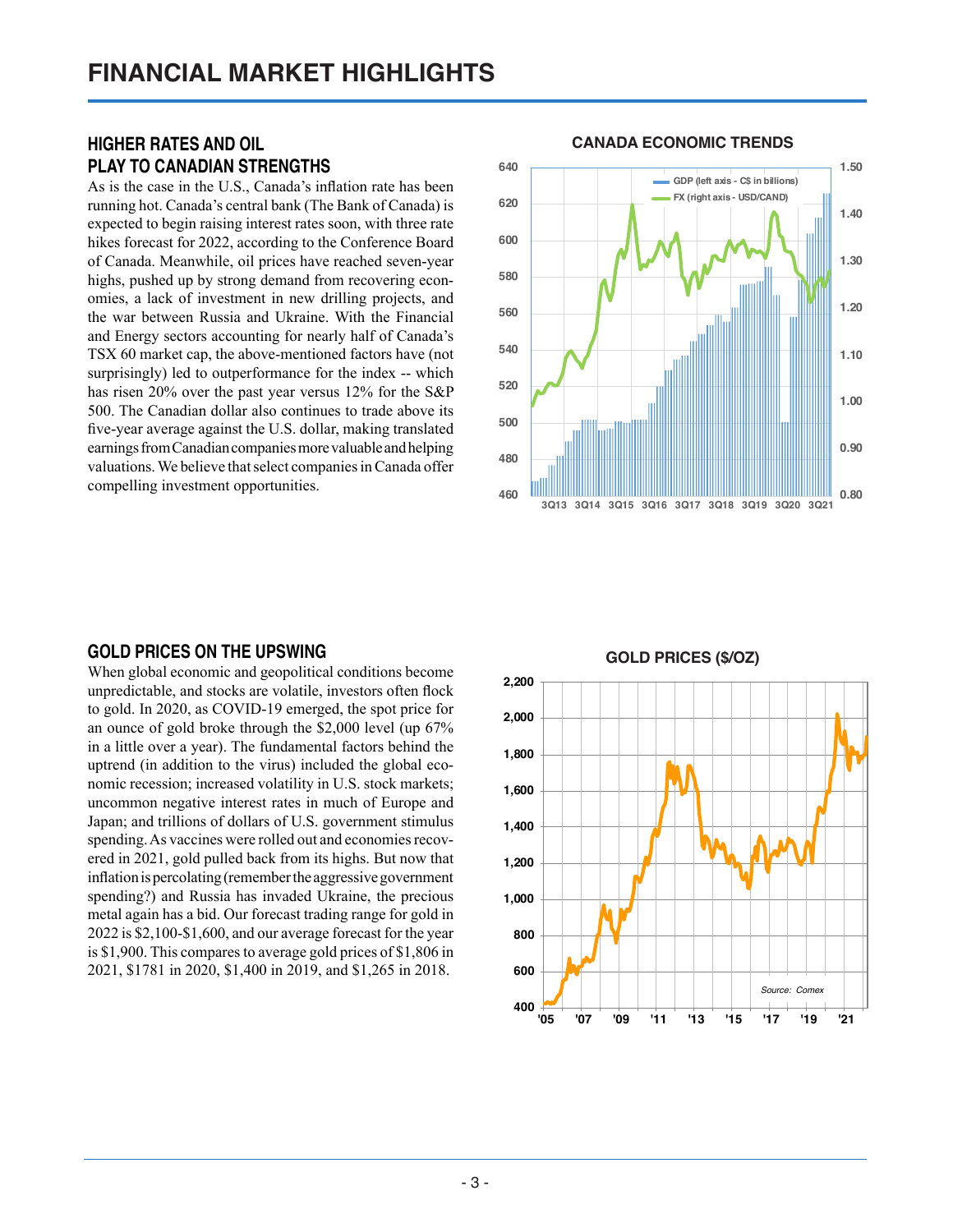# FINANCIAL MARKET HIGHLIGHTS

## HIGHER RATES AND OIL PLAY TO CANADIAN STRENGTHS

As is the case in the U.S., Canada's inflation rate has been running hot. Canada's central bank (The Bank of Canada) is expected to begin raising interest rates soon, with three rate hikes forecast for 2022, according to the Conference Board of Canada. Meanwhile, oil prices have reached seven-year highs, pushed up by strong demand from recovering economies, a lack of investment in new drilling projects, and the war between Russia and Ukraine. With the Financial and Energy sectors accounting for nearly half of Canada's TSX 60 market cap, the above-mentioned factors have (not surprisingly) led to outperformance for the index -- which has risen 20% over the past year versus 12% for the S&P 500. The Canadian dollar also continues to trade above its five-year average against the U.S. dollar, making translated earnings from Canadian companies more valuable and helping valuations. We believe that select companies in Canada offer compelling investment opportunities.

**CANADA ECONOMIC TRENDS**

## GOLD PRICES ON THE UPSWING

When global economic and geopolitical conditions become unpredictable, and stocks are volatile, investors often flock to gold. In 2020, as COVID-19 emerged, the spot price for an ounce of gold broke through the $2,000 level (up 67% in a little over a year). The fundamental factors behind the uptrend (in addition to the virus) included the global economic recession; increased volatility in U.S. stock markets; uncommon negative interest rates in much of Europe and Japan; and trillions of dollars of U.S. government stimulus spending. As vaccines were rolled out and economies recovered in 2021, gold pulled back from its highs. But now that inflation is percolating (remember the aggressive government spending?) and Russia has invaded Ukraine, the precious metal again has a bid. Our forecast trading range for gold in 2022 is $2,100-$1,600, and our average forecast for the year is $1,900. This compares to average gold prices of $1,806 in 2021, $1781 in 2020, $1,400 in 2019, and $1,265 in 2018.

**GOLD PRICES ($/OZ)**

Source: Comex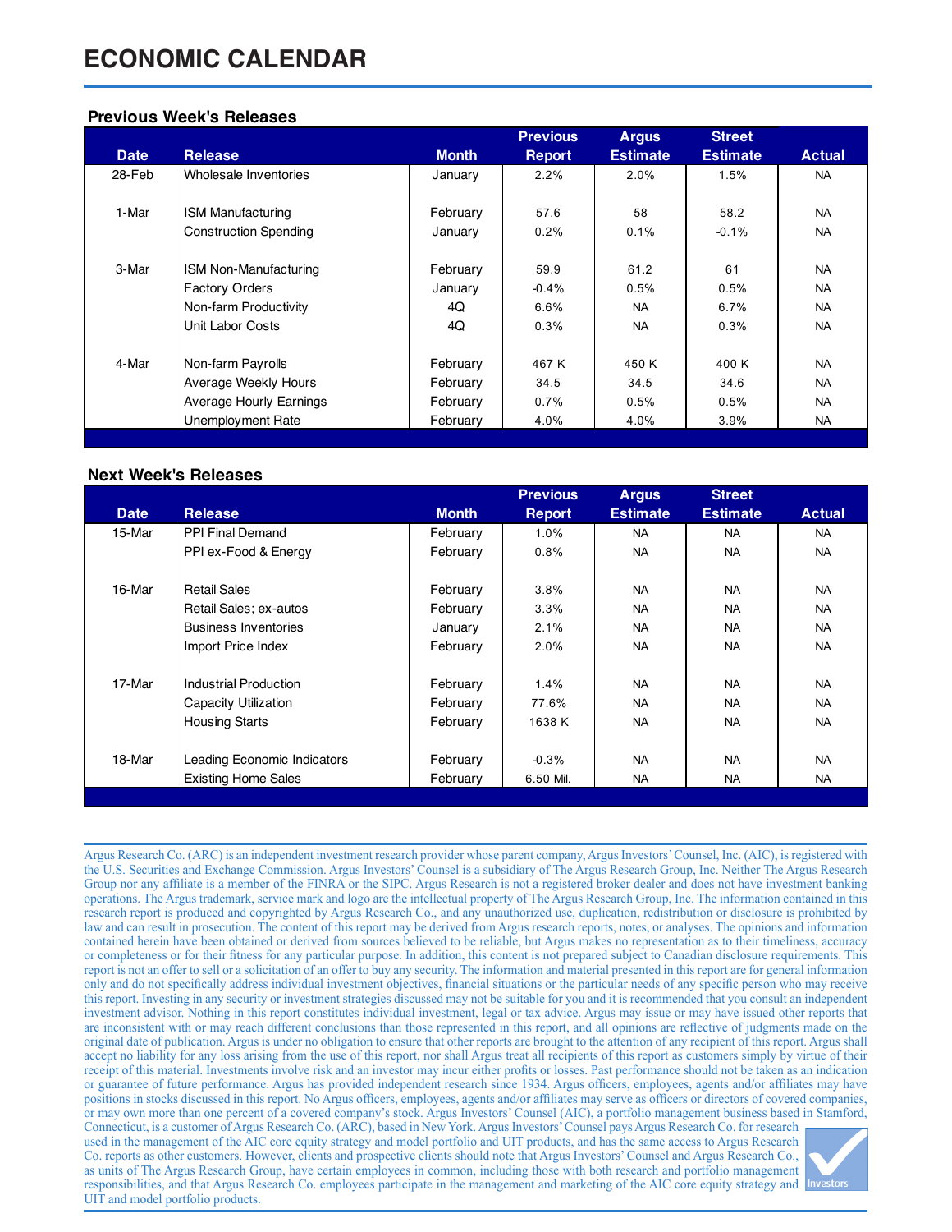# ECONOMIC CALENDAR

### Previous Week's Releases

| Date | Release | Month | Previous Report | Argus Estimate | Street Estimate | Actual |
|---|---|---|---|---|---|---|
| 28-Feb | Wholesale Inventories | January | 2.2% | 2.0% | 1.5% | NA |
| | | | | | | |
| 1-Mar | ISM Manufacturing | February | 57.6 | 58 | 58.2 | NA |
| | Construction Spending | January | 0.2% | 0.1% | -0.1% | NA |
| | | | | | | |
| 3-Mar | ISM Non-Manufacturing | February | 59.9 | 61.2 | 61 | NA |
| | Factory Orders | January | -0.4% | 0.5% | 0.5% | NA |
| | Non-farm Productivity | 4Q | 6.6% | NA | 6.7% | NA |
| | Unit Labor Costs | 4Q | 0.3% | NA | 0.3% | NA |
| | | | | | | |
| 4-Mar | Non-farm Payrolls | February | 467 K | 450 K | 400 K | NA |
| | Average Weekly Hours | February | 34.5 | 34.5 | 34.6 | NA |
| | Average Hourly Earnings | February | 0.7% | 0.5% | 0.5% | NA |
| | Unemployment Rate | February | 4.0% | 4.0% | 3.9% | NA |

### Next Week's Releases

| Date | Release | Month | Previous Report | Argus Estimate | Street Estimate | Actual |
|---|---|---|---|---|---|---|
| 15-Mar | PPI Final Demand | February | 1.0% | NA | NA | NA |
| | PPI ex-Food & Energy | February | 0.8% | NA | NA | NA |
| | | | | | | |
| 16-Mar | Retail Sales | February | 3.8% | NA | NA | NA |
| | Retail Sales; ex-autos | February | 3.3% | NA | NA | NA |
| | Business Inventories | January | 2.1% | NA | NA | NA |
| | Import Price Index | February | 2.0% | NA | NA | NA |
| | | | | | | |
| 17-Mar | Industrial Production | February | 1.4% | NA | NA | NA |
| | Capacity Utilization | February | 77.6% | NA | NA | NA |
| | Housing Starts | February | 1638 K | NA | NA | NA |
| | | | | | | |
| 18-Mar | Leading Economic Indicators | February | -0.3% | NA | NA | NA |
| | Existing Home Sales | February | 6.50 Mil. | NA | NA | NA |

Argus Research Co. (ARC) is an independent investment research provider whose parent company, Argus Investors' Counsel, Inc. (AIC), is registered with the U.S. Securities and Exchange Commission. Argus Investors' Counsel is a subsidiary of The Argus Research Group, Inc. Neither The Argus Research Group nor any affiliate is a member of the FINRA or the SIPC. Argus Research is not a registered broker dealer and does not have investment banking operations. The Argus trademark, service mark and logo are the intellectual property of The Argus Research Group, Inc. The information contained in this research report is produced and copyrighted by Argus Research Co., and any unauthorized use, duplication, redistribution or disclosure is prohibited by law and can result in prosecution. The content of this report may be derived from Argus research reports, notes, or analyses. The opinions and information contained herein have been obtained or derived from sources believed to be reliable, but Argus makes no representation as to their timeliness, accuracy or completeness or for their fitness for any particular purpose. In addition, this content is not prepared subject to Canadian disclosure requirements. This report is not an offer to sell or a solicitation of an offer to buy any security. The information and material presented in this report are for general information only and do not specifically address individual investment objectives, financial situations or the particular needs of any specific person who may receive this report. Investing in any security or investment strategies discussed may not be suitable for you and it is recommended that you consult an independent investment advisor. Nothing in this report constitutes individual investment, legal or tax advice. Argus may issue or may have issued other reports that are inconsistent with or may reach different conclusions than those represented in this report, and all opinions are reflective of judgments made on the original date of publication. Argus is under no obligation to ensure that other reports are brought to the attention of any recipient of this report. Argus shall accept no liability for any loss arising from the use of this report, nor shall Argus treat all recipients of this report as customers simply by virtue of their receipt of this material. Investments involve risk and an investor may incur either profits or losses. Past performance should not be taken as an indication or guarantee of future performance. Argus has provided independent research since 1934. Argus officers, employees, agents and/or affiliates may have positions in stocks discussed in this report. No Argus officers, employees, agents and/or affiliates may serve as officers or directors of covered companies, or may own more than one percent of a covered company's stock. Argus Investors' Counsel (AIC), a portfolio management business based in Stamford, Connecticut, is a customer of Argus Research Co. (ARC), based in New York. Argus Investors' Counsel pays Argus Research Co. for research used in the management of the AIC core equity strategy and model portfolio and UIT products, and has the same access to Argus Research Co. reports as other customers. However, clients and prospective clients should note that Argus Investors' Counsel and Argus Research Co., as units of The Argus Research Group, have certain employees in common, including those with both research and portfolio management responsibilities, and that Argus Research Co. employees participate in the management and marketing of the AIC core equity strategy and UIT and model portfolio products.